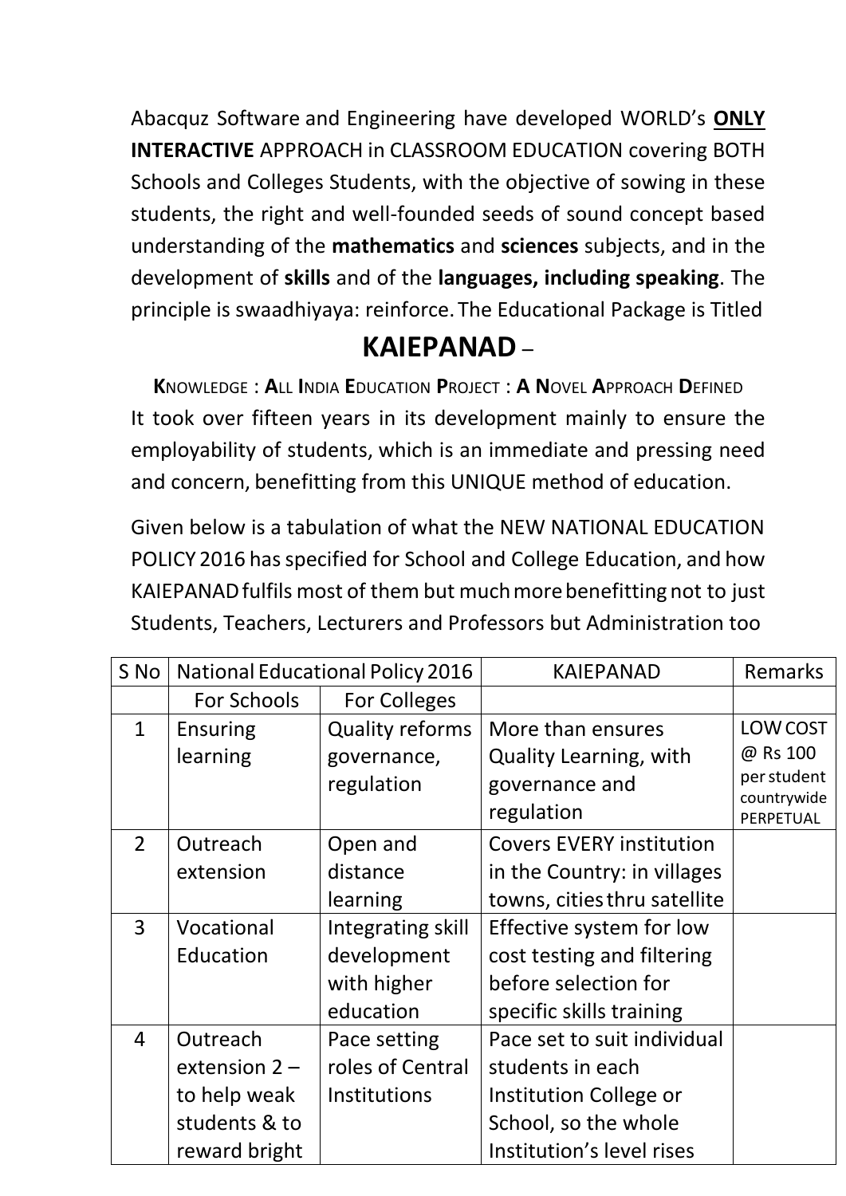Abacquz Software and Engineering have developed WORLD's **ONLY INTERACTIVE** APPROACH in CLASSROOM EDUCATION covering BOTH Schools and Colleges Students, with the objective of sowing in these students, the right and well-founded seeds of sound concept based understanding of the **mathematics** and **sciences** subjects, and in the development of **skills** and of the **languages, including speaking**. The principle is swaadhiyaya: reinforce. The Educational Package is Titled

# KAIEPANAD –

**K**NOWLEDGE : **A**LL **I**NDIA **E**DUCATION **P**ROJECT : **A N**OVEL **A**PPROACH **D**EFINED

It took over fifteen years in its development mainly to ensure the employability of students, which is an immediate and pressing need and concern, benefitting from this UNIQUE method of education.

Given below is a tabulation of what the NEW NATIONAL EDUCATION POLICY 2016 has specified for School and College Education, and how KAIEPANAD fulfils most of them but much more benefitting not to just Students, Teachers, Lecturers and Professors but Administration too

| S No | National Educational Policy 2016 | | KAIEPANAD | Remarks |
|---|---|---|---|---|
| | For Schools | For Colleges | | |
| 1 | Ensuring learning | Quality reforms governance, regulation | More than ensures Quality Learning, with governance and regulation | LOW COST @ Rs 100 per student countrywide PERPETUAL |
| 2 | Outreach extension | Open and distance learning | Covers EVERY institution in the Country: in villages towns, cities thru satellite | |
| 3 | Vocational Education | Integrating skill development with higher education | Effective system for low cost testing and filtering before selection for specific skills training | |
| 4 | Outreach extension 2 – to help weak students & to reward bright | Pace setting roles of Central Institutions | Pace set to suit individual students in each Institution College or School, so the whole Institution's level rises | |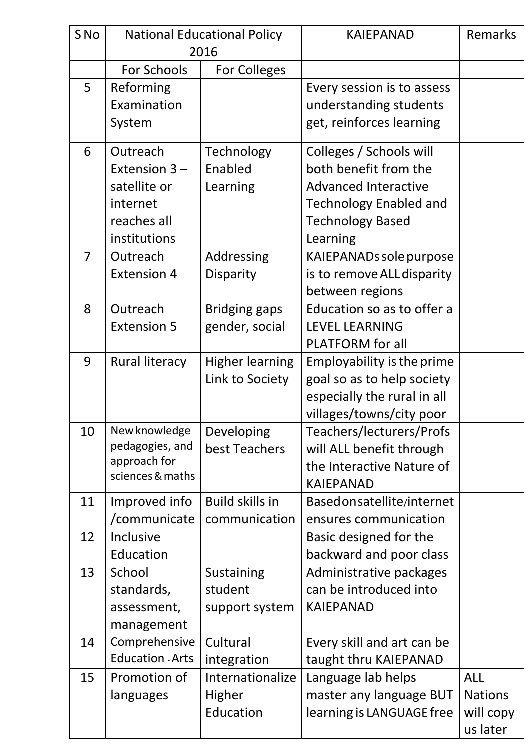| S No | National Educational Policy 2016 | | KAIEPANAD | Remarks |
|---|---|---|---|---|
| | For Schools | For Colleges | | |
| 5 | Reforming Examination System | | Every session is to assess understanding students get, reinforces learning | |
| 6 | Outreach Extension 3 – satellite or internet reaches all institutions | Technology Enabled Learning | Colleges / Schools will both benefit from the Advanced Interactive Technology Enabled and Technology Based Learning | |
| 7 | Outreach Extension 4 | Addressing Disparity | KAIEPANADs sole purpose is to remove ALL disparity between regions | |
| 8 | Outreach Extension 5 | Bridging gaps gender, social | Education so as to offer a LEVEL LEARNING PLATFORM for all | |
| 9 | Rural literacy | Higher learning Link to Society | Employability is the prime goal so as to help society especially the rural in all villages/towns/city poor | |
| 10 | New knowledge pedagogies, and approach for sciences & maths | Developing best Teachers | Teachers/lecturers/Profs will ALL benefit through the Interactive Nature of KAIEPANAD | |
| 11 | Improved info /communicate | Build skills in communication | Based on satellite/internet ensures communication | |
| 12 | Inclusive Education | | Basic designed for the backward and poor class | |
| 13 | School standards, assessment, management | Sustaining student support system | Administrative packages can be introduced into KAIEPANAD | |
| 14 | Comprehensive Education - Arts | Cultural integration | Every skill and art can be taught thru KAIEPANAD | |
| 15 | Promotion of languages | Internationalize Higher Education | Language lab helps master any language BUT learning is LANGUAGE free | ALL Nations will copy us later |